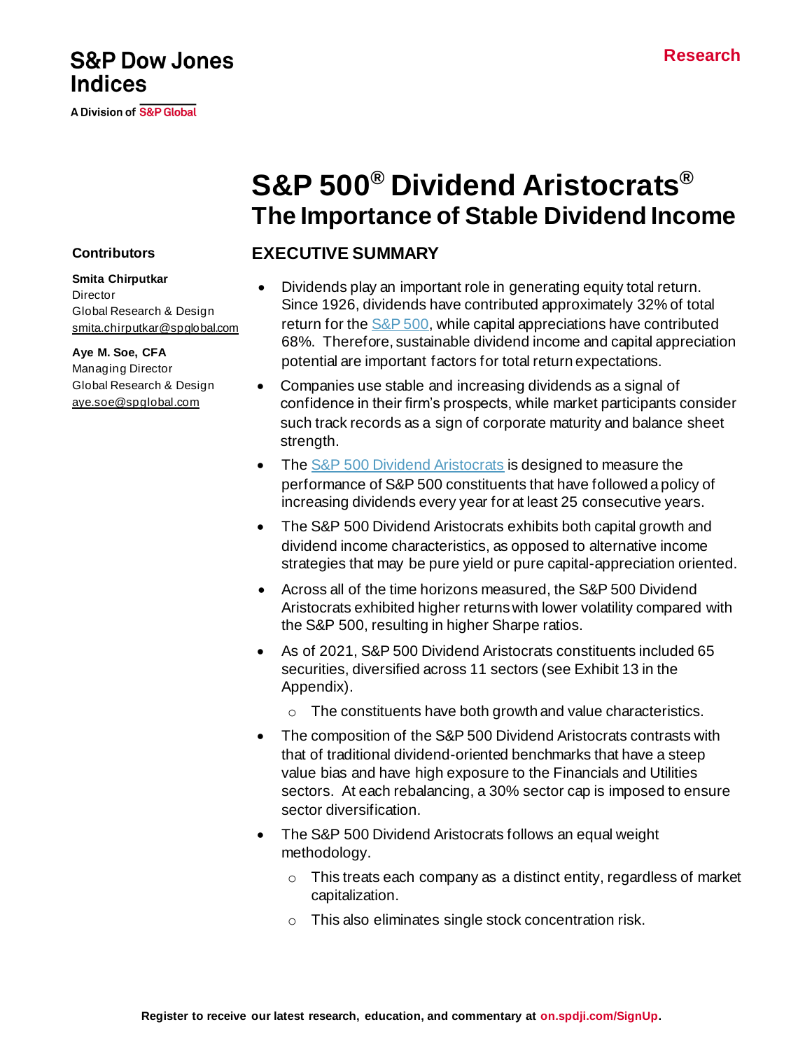S&P Dow Jones Indices

A Division of S&P Global

Research

# S&P 500® Dividend Aristocrats®

## The Importance of Stable Dividend Income

**Contributors**

**Smita Chirputkar**
Director
Global Research & Design
smita.chirputkar@spglobal.com

**Aye M. Soe, CFA**
Managing Director
Global Research & Design
aye.soe@spglobal.com

## EXECUTIVE SUMMARY

- Dividends play an important role in generating equity total return. Since 1926, dividends have contributed approximately 32% of total return for the S&P 500, while capital appreciations have contributed 68%. Therefore, sustainable dividend income and capital appreciation potential are important factors for total return expectations.
- Companies use stable and increasing dividends as a signal of confidence in their firm's prospects, while market participants consider such track records as a sign of corporate maturity and balance sheet strength.
- The S&P 500 Dividend Aristocrats is designed to measure the performance of S&P 500 constituents that have followed a policy of increasing dividends every year for at least 25 consecutive years.
- The S&P 500 Dividend Aristocrats exhibits both capital growth and dividend income characteristics, as opposed to alternative income strategies that may be pure yield or pure capital-appreciation oriented.
- Across all of the time horizons measured, the S&P 500 Dividend Aristocrats exhibited higher returns with lower volatility compared with the S&P 500, resulting in higher Sharpe ratios.
- As of 2021, S&P 500 Dividend Aristocrats constituents included 65 securities, diversified across 11 sectors (see Exhibit 13 in the Appendix).
  - The constituents have both growth and value characteristics.
- The composition of the S&P 500 Dividend Aristocrats contrasts with that of traditional dividend-oriented benchmarks that have a steep value bias and have high exposure to the Financials and Utilities sectors. At each rebalancing, a 30% sector cap is imposed to ensure sector diversification.
- The S&P 500 Dividend Aristocrats follows an equal weight methodology.
  - This treats each company as a distinct entity, regardless of market capitalization.
  - This also eliminates single stock concentration risk.

**Register to receive our latest research, education, and commentary at on.spdji.com/SignUp.**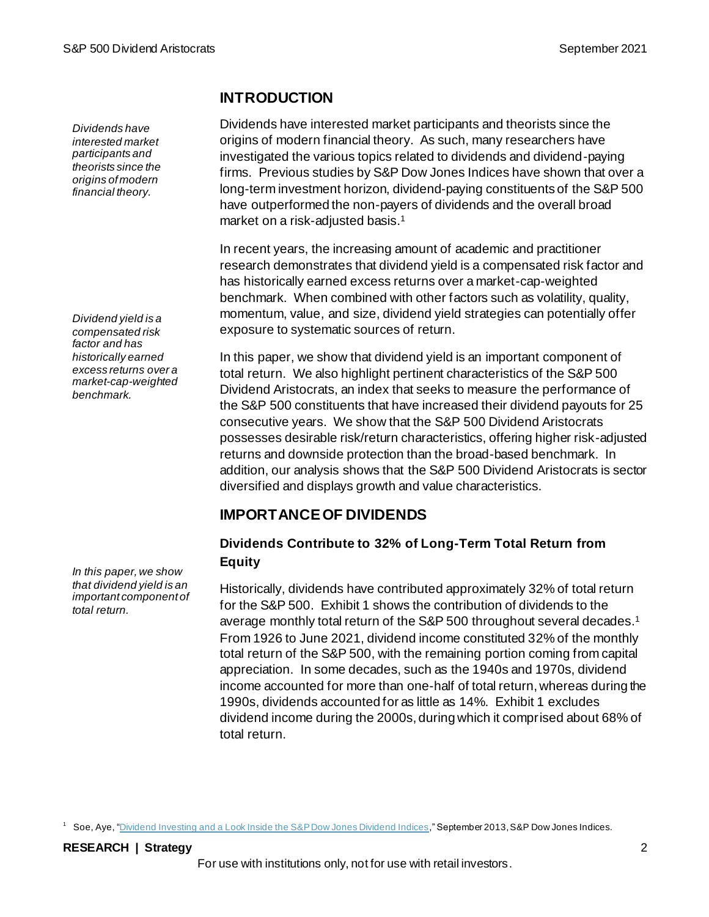## INTRODUCTION

*Dividends have interested market participants and theorists since the origins of modern financial theory.*

Dividends have interested market participants and theorists since the origins of modern financial theory. As such, many researchers have investigated the various topics related to dividends and dividend-paying firms. Previous studies by S&P Dow Jones Indices have shown that over a long-term investment horizon, dividend-paying constituents of the S&P 500 have outperformed the non-payers of dividends and the overall broad market on a risk-adjusted basis.[1]

*Dividend yield is a compensated risk factor and has historically earned excess returns over a market-cap-weighted benchmark.*

In recent years, the increasing amount of academic and practitioner research demonstrates that dividend yield is a compensated risk factor and has historically earned excess returns over a market-cap-weighted benchmark. When combined with other factors such as volatility, quality, momentum, value, and size, dividend yield strategies can potentially offer exposure to systematic sources of return.

In this paper, we show that dividend yield is an important component of total return. We also highlight pertinent characteristics of the S&P 500 Dividend Aristocrats, an index that seeks to measure the performance of the S&P 500 constituents that have increased their dividend payouts for 25 consecutive years. We show that the S&P 500 Dividend Aristocrats possesses desirable risk/return characteristics, offering higher risk-adjusted returns and downside protection than the broad-based benchmark. In addition, our analysis shows that the S&P 500 Dividend Aristocrats is sector diversified and displays growth and value characteristics.

## IMPORTANCE OF DIVIDENDS

### Dividends Contribute to 32% of Long-Term Total Return from Equity

*In this paper, we show that dividend yield is an important component of total return.*

Historically, dividends have contributed approximately 32% of total return for the S&P 500. Exhibit 1 shows the contribution of dividends to the average monthly total return of the S&P 500 throughout several decades.[1] From 1926 to June 2021, dividend income constituted 32% of the monthly total return of the S&P 500, with the remaining portion coming from capital appreciation. In some decades, such as the 1940s and 1970s, dividend income accounted for more than one-half of total return, whereas during the 1990s, dividends accounted for as little as 14%. Exhibit 1 excludes dividend income during the 2000s, during which it comprised about 68% of total return.

[1] Soe, Aye, "Dividend Investing and a Look Inside the S&P Dow Jones Dividend Indices," September 2013, S&P Dow Jones Indices.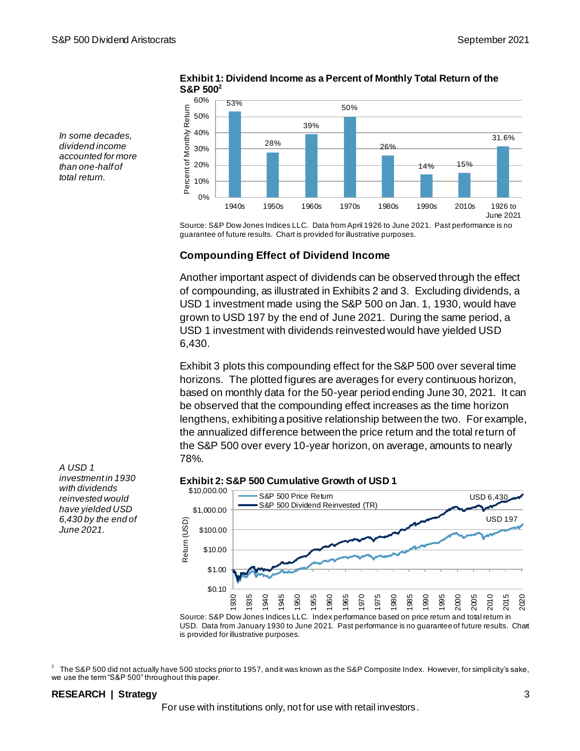*In some decades, dividend income accounted for more than one-half of total return.*

**Exhibit 1: Dividend Income as a Percent of Monthly Total Return of the S&P 500[2]**

| Period | Percent of Monthly Return |
|---|---|
| 1940s | 53% |
| 1950s | 28% |
| 1960s | 39% |
| 1970s | 50% |
| 1980s | 26% |
| 1990s | 14% |
| 2010s | 15% |
| 1926 to June 2021 | 31.6% |

Source: S&P Dow Jones Indices LLC. Data from April 1926 to June 2021. Past performance is no guarantee of future results. Chart is provided for illustrative purposes.

### Compounding Effect of Dividend Income

Another important aspect of dividends can be observed through the effect of compounding, as illustrated in Exhibits 2 and 3. Excluding dividends, a USD 1 investment made using the S&P 500 on Jan. 1, 1930, would have grown to USD 197 by the end of June 2021. During the same period, a USD 1 investment with dividends reinvested would have yielded USD 6,430.

Exhibit 3 plots this compounding effect for the S&P 500 over several time horizons. The plotted figures are averages for every continuous horizon, based on monthly data for the 50-year period ending June 30, 2021. It can be observed that the compounding effect increases as the time horizon lengthens, exhibiting a positive relationship between the two. For example, the annualized difference between the price return and the total return of the S&P 500 over every 10-year horizon, on average, amounts to nearly 78%.

*A USD 1 investment in 1930 with dividends reinvested would have yielded USD 6,430 by the end of June 2021.*

**Exhibit 2: S&P 500 Cumulative Growth of USD 1**

Source: S&P Dow Jones Indices LLC. Index performance based on price return and total return in USD. Data from January 1930 to June 2021. Past performance is no guarantee of future results. Chart is provided for illustrative purposes.

[2] The S&P 500 did not actually have 500 stocks prior to 1957, and it was known as the S&P Composite Index. However, for simplicity's sake, we use the term "S&P 500" throughout this paper.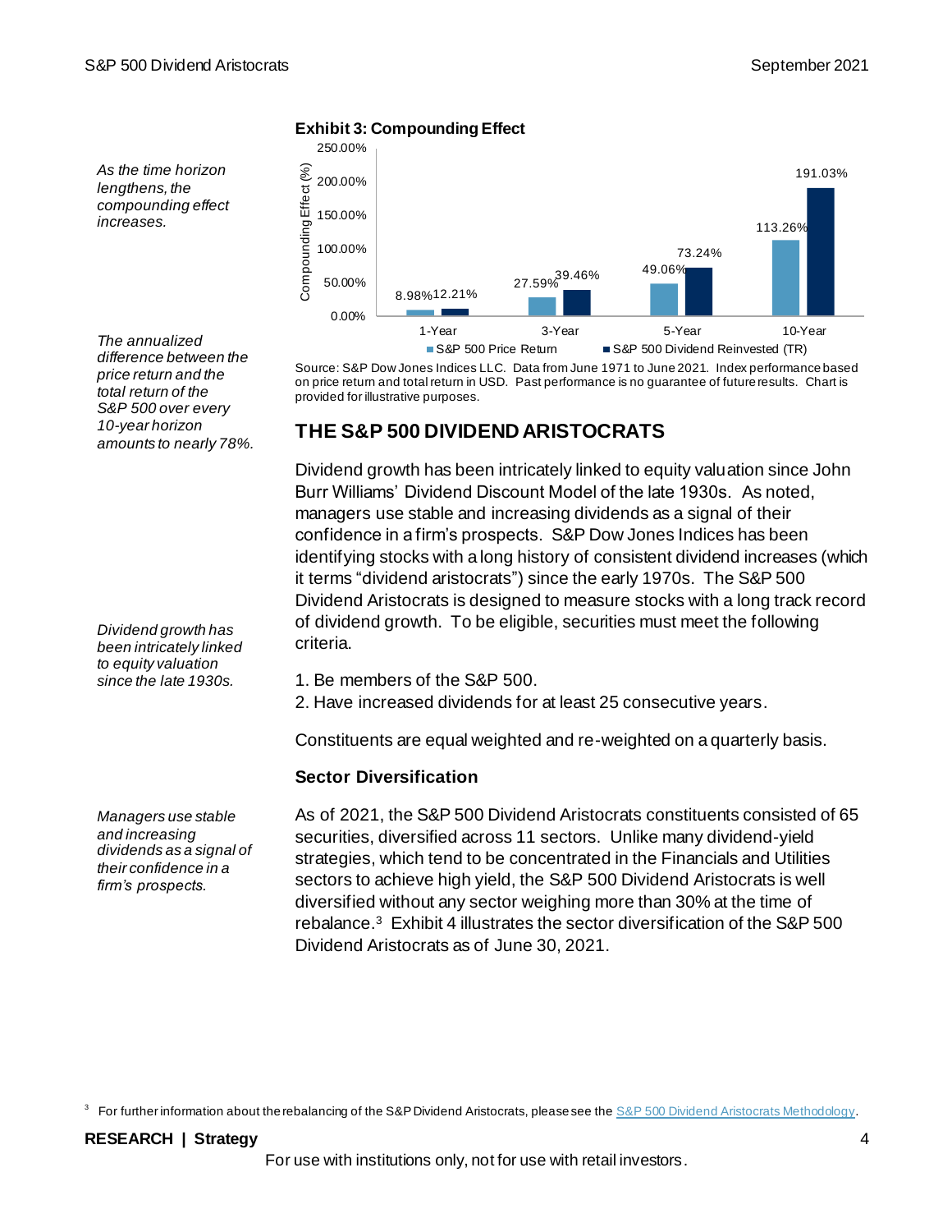*As the time horizon lengthens, the compounding effect increases.*

**Exhibit 3: Compounding Effect**

| | S&P 500 Price Return | S&P 500 Dividend Reinvested (TR) |
|---|---|---|
| 1-Year | 8.98% | 12.21% |
| 3-Year | 27.59% | 39.46% |
| 5-Year | 49.06% | 73.24% |
| 10-Year | 113.26% | 191.03% |

Source: S&P Dow Jones Indices LLC. Data from June 1971 to June 2021. Index performance based on price return and total return in USD. Past performance is no guarantee of future results. Chart is provided for illustrative purposes.

*The annualized difference between the price return and the total return of the S&P 500 over every 10-year horizon amounts to nearly 78%.*

## THE S&P 500 DIVIDEND ARISTOCRATS

Dividend growth has been intricately linked to equity valuation since John Burr Williams' Dividend Discount Model of the late 1930s. As noted, managers use stable and increasing dividends as a signal of their confidence in a firm's prospects. S&P Dow Jones Indices has been identifying stocks with a long history of consistent dividend increases (which it terms "dividend aristocrats") since the early 1970s. The S&P 500 Dividend Aristocrats is designed to measure stocks with a long track record of dividend growth. To be eligible, securities must meet the following criteria.

*Dividend growth has been intricately linked to equity valuation since the late 1930s.*

1. Be members of the S&P 500.
2. Have increased dividends for at least 25 consecutive years.

Constituents are equal weighted and re-weighted on a quarterly basis.

### Sector Diversification

*Managers use stable and increasing dividends as a signal of their confidence in a firm's prospects.*

As of 2021, the S&P 500 Dividend Aristocrats constituents consisted of 65 securities, diversified across 11 sectors. Unlike many dividend-yield strategies, which tend to be concentrated in the Financials and Utilities sectors to achieve high yield, the S&P 500 Dividend Aristocrats is well diversified without any sector weighing more than 30% at the time of rebalance.[3] Exhibit 4 illustrates the sector diversification of the S&P 500 Dividend Aristocrats as of June 30, 2021.

[3] For further information about the rebalancing of the S&P Dividend Aristocrats, please see the S&P 500 Dividend Aristocrats Methodology.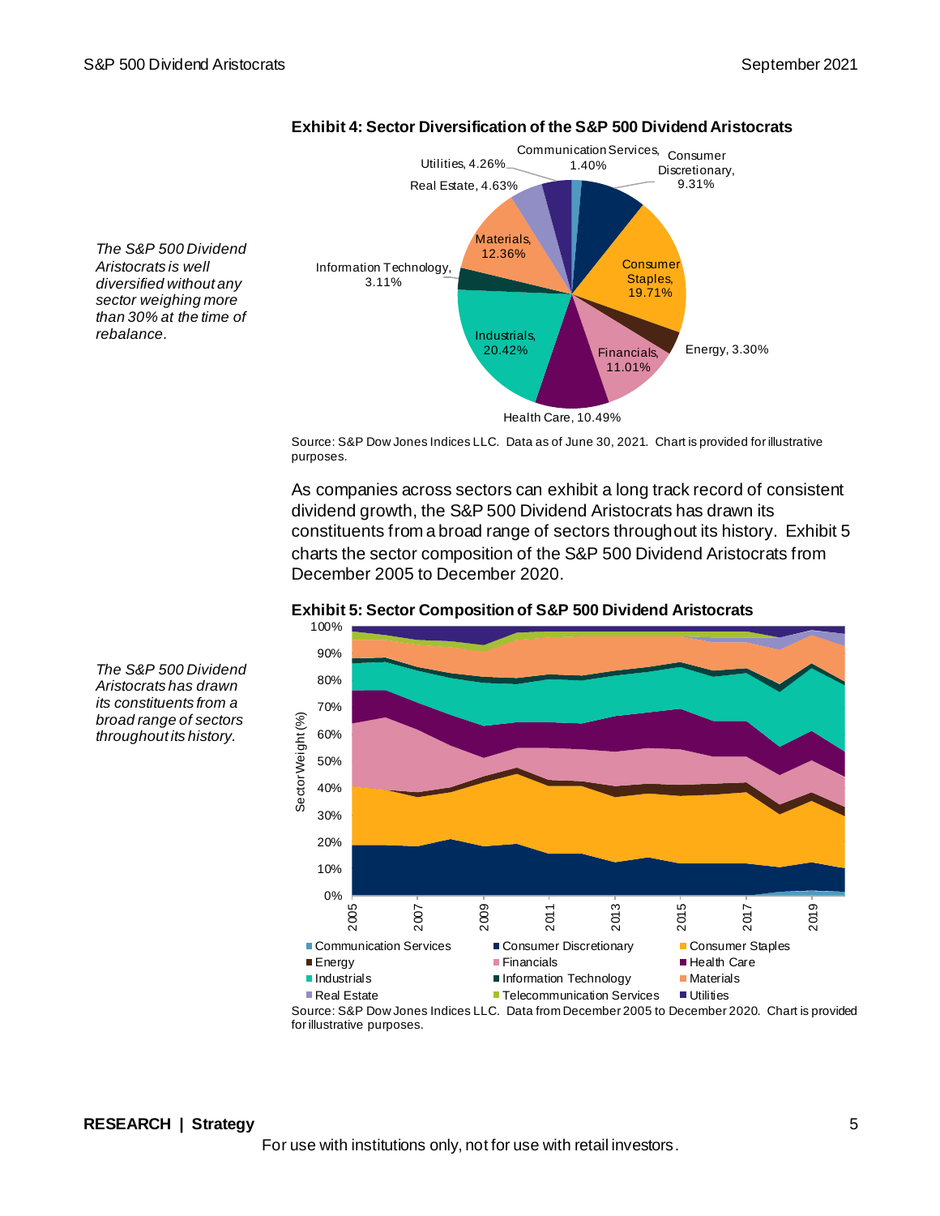*The S&P 500 Dividend Aristocrats is well diversified without any sector weighing more than 30% at the time of rebalance.*

**Exhibit 4: Sector Diversification of the S&P 500 Dividend Aristocrats**

| Sector | Weight |
|---|---|
| Communication Services | 1.40% |
| Consumer Discretionary | 9.31% |
| Consumer Staples | 19.71% |
| Energy | 3.30% |
| Financials | 11.01% |
| Health Care | 10.49% |
| Industrials | 20.42% |
| Information Technology | 3.11% |
| Materials | 12.36% |
| Real Estate | 4.63% |
| Utilities | 4.26% |

Source: S&P Dow Jones Indices LLC. Data as of June 30, 2021. Chart is provided for illustrative purposes.

As companies across sectors can exhibit a long track record of consistent dividend growth, the S&P 500 Dividend Aristocrats has drawn its constituents from a broad range of sectors throughout its history. Exhibit 5 charts the sector composition of the S&P 500 Dividend Aristocrats from December 2005 to December 2020.

*The S&P 500 Dividend Aristocrats has drawn its constituents from a broad range of sectors throughout its history.*

**Exhibit 5: Sector Composition of S&P 500 Dividend Aristocrats**

Source: S&P Dow Jones Indices LLC. Data from December 2005 to December 2020. Chart is provided for illustrative purposes.

For use with institutions only, not for use with retail investors.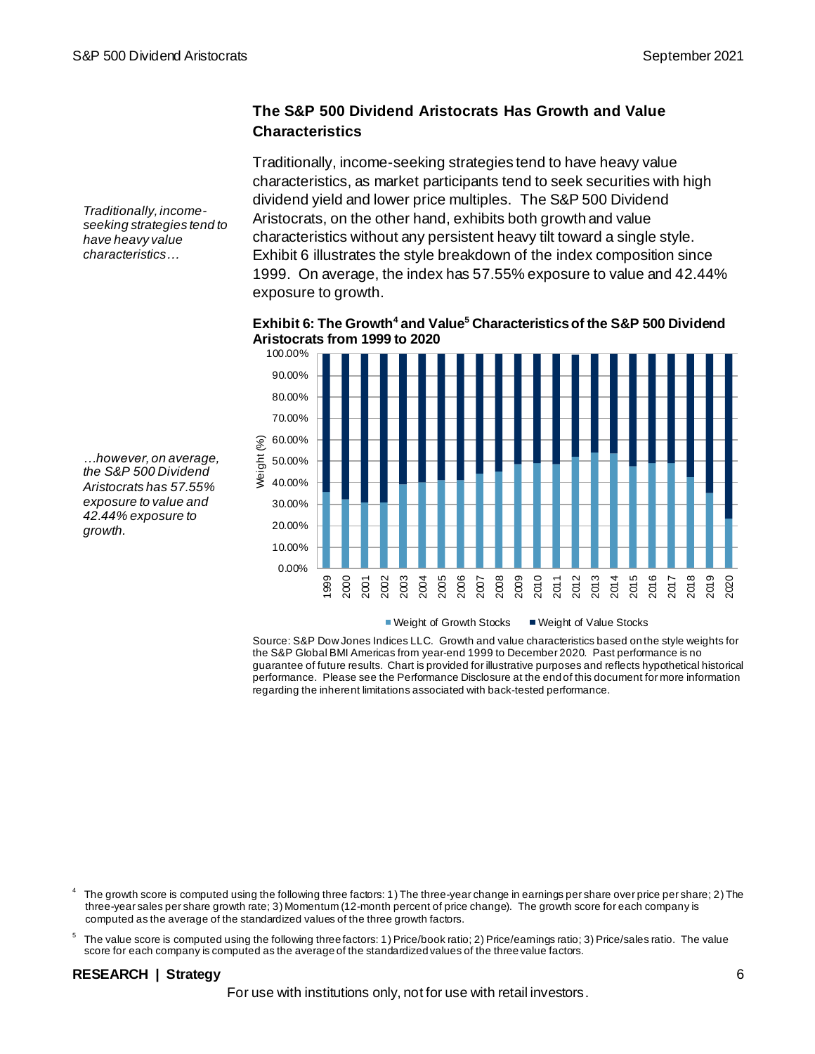## The S&P 500 Dividend Aristocrats Has Growth and Value Characteristics

*Traditionally, income-seeking strategies tend to have heavy value characteristics…*

Traditionally, income-seeking strategies tend to have heavy value characteristics, as market participants tend to seek securities with high dividend yield and lower price multiples. The S&P 500 Dividend Aristocrats, on the other hand, exhibits both growth and value characteristics without any persistent heavy tilt toward a single style. Exhibit 6 illustrates the style breakdown of the index composition since 1999. On average, the index has 57.55% exposure to value and 42.44% exposure to growth.

*…however, on average, the S&P 500 Dividend Aristocrats has 57.55% exposure to value and 42.44% exposure to growth.*

**Exhibit 6: The Growth[4] and Value[5] Characteristics of the S&P 500 Dividend Aristocrats from 1999 to 2020**

Source: S&P Dow Jones Indices LLC. Growth and value characteristics based on the style weights for the S&P Global BMI Americas from year-end 1999 to December 2020. Past performance is no guarantee of future results. Chart is provided for illustrative purposes and reflects hypothetical historical performance. Please see the Performance Disclosure at the end of this document for more information regarding the inherent limitations associated with back-tested performance.

[4] The growth score is computed using the following three factors: 1) The three-year change in earnings per share over price per share; 2) The three-year sales per share growth rate; 3) Momentum (12-month percent of price change). The growth score for each company is computed as the average of the standardized values of the three growth factors.

[5] The value score is computed using the following three factors: 1) Price/book ratio; 2) Price/earnings ratio; 3) Price/sales ratio. The value score for each company is computed as the average of the standardized values of the three value factors.

**RESEARCH | Strategy**

For use with institutions only, not for use with retail investors.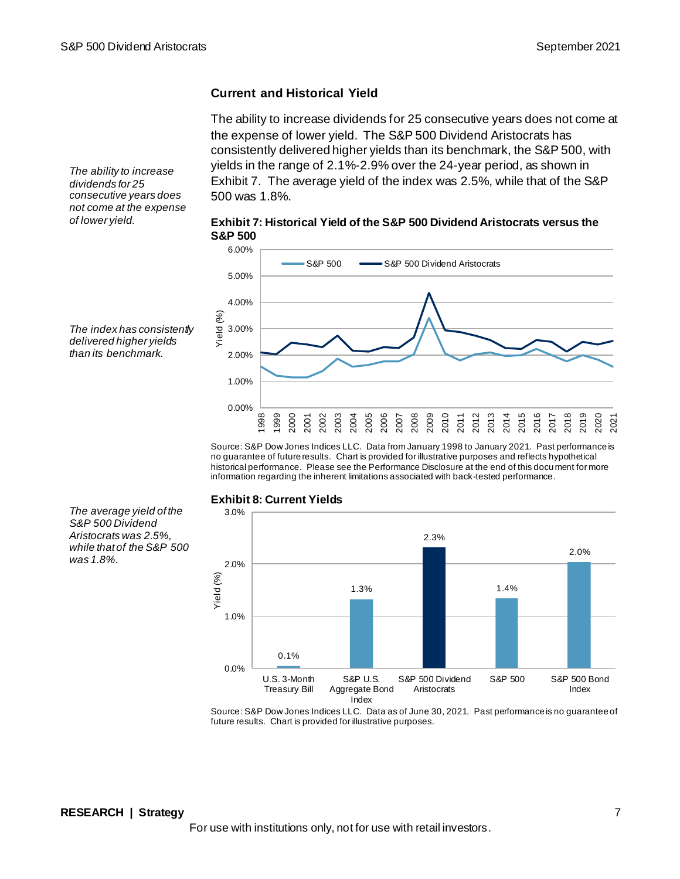## Current and Historical Yield

*The ability to increase dividends for 25 consecutive years does not come at the expense of lower yield.*

The ability to increase dividends for 25 consecutive years does not come at the expense of lower yield. The S&P 500 Dividend Aristocrats has consistently delivered higher yields than its benchmark, the S&P 500, with yields in the range of 2.1%-2.9% over the 24-year period, as shown in Exhibit 7. The average yield of the index was 2.5%, while that of the S&P 500 was 1.8%.

*The index has consistently delivered higher yields than its benchmark.*

**Exhibit 7: Historical Yield of the S&P 500 Dividend Aristocrats versus the S&P 500**

Source: S&P Dow Jones Indices LLC. Data from January 1998 to January 2021. Past performance is no guarantee of future results. Chart is provided for illustrative purposes and reflects hypothetical historical performance. Please see the Performance Disclosure at the end of this document for more information regarding the inherent limitations associated with back-tested performance.

*The average yield of the S&P 500 Dividend Aristocrats was 2.5%, while that of the S&P 500 was 1.8%.*

**Exhibit 8: Current Yields**

| Index | Yield (%) |
| --- | --- |
| U.S. 3-Month Treasury Bill | 0.1% |
| S&P U.S. Aggregate Bond Index | 1.3% |
| S&P 500 Dividend Aristocrats | 2.3% |
| S&P 500 | 1.4% |
| S&P 500 Bond Index | 2.0% |

Source: S&P Dow Jones Indices LLC. Data as of June 30, 2021. Past performance is no guarantee of future results. Chart is provided for illustrative purposes.

**RESEARCH | Strategy**

For use with institutions only, not for use with retail investors.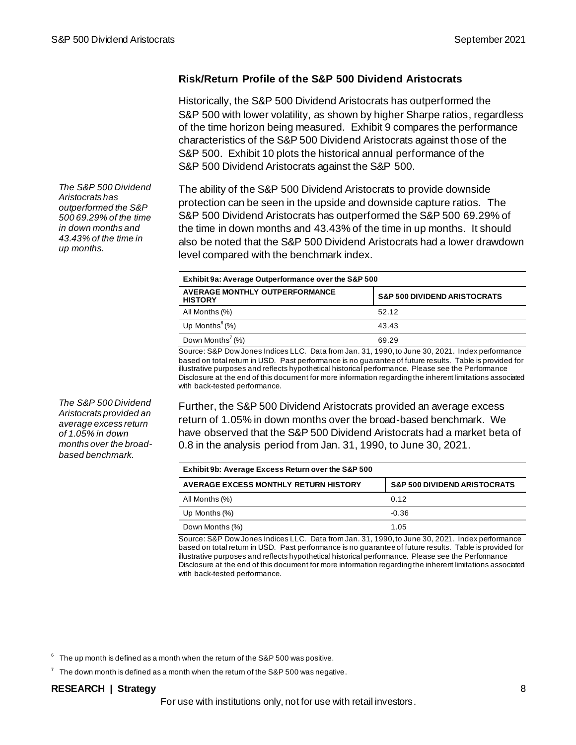## Risk/Return Profile of the S&P 500 Dividend Aristocrats

Historically, the S&P 500 Dividend Aristocrats has outperformed the S&P 500 with lower volatility, as shown by higher Sharpe ratios, regardless of the time horizon being measured. Exhibit 9 compares the performance characteristics of the S&P 500 Dividend Aristocrats against those of the S&P 500. Exhibit 10 plots the historical annual performance of the S&P 500 Dividend Aristocrats against the S&P 500.

*The S&P 500 Dividend Aristocrats has outperformed the S&P 500 69.29% of the time in down months and 43.43% of the time in up months.*

The ability of the S&P 500 Dividend Aristocrats to provide downside protection can be seen in the upside and downside capture ratios. The S&P 500 Dividend Aristocrats has outperformed the S&P 500 69.29% of the time in down months and 43.43% of the time in up months. It should also be noted that the S&P 500 Dividend Aristocrats had a lower drawdown level compared with the benchmark index.

**Exhibit 9a: Average Outperformance over the S&P 500**

| AVERAGE MONTHLY OUTPERFORMANCE HISTORY | S&P 500 DIVIDEND ARISTOCRATS |
|---|---|
| All Months (%) | 52.12 |
| Up Months[6] (%) | 43.43 |
| Down Months[7] (%) | 69.29 |

Source: S&P Dow Jones Indices LLC. Data from Jan. 31, 1990, to June 30, 2021. Index performance based on total return in USD. Past performance is no guarantee of future results. Table is provided for illustrative purposes and reflects hypothetical historical performance. Please see the Performance Disclosure at the end of this document for more information regarding the inherent limitations associated with back-tested performance.

*The S&P 500 Dividend Aristocrats provided an average excess return of 1.05% in down months over the broad-based benchmark.*

Further, the S&P 500 Dividend Aristocrats provided an average excess return of 1.05% in down months over the broad-based benchmark. We have observed that the S&P 500 Dividend Aristocrats had a market beta of 0.8 in the analysis period from Jan. 31, 1990, to June 30, 2021.

**Exhibit 9b: Average Excess Return over the S&P 500**

| AVERAGE EXCESS MONTHLY RETURN HISTORY | S&P 500 DIVIDEND ARISTOCRATS |
|---|---|
| All Months (%) | 0.12 |
| Up Months (%) | -0.36 |
| Down Months (%) | 1.05 |

Source: S&P Dow Jones Indices LLC. Data from Jan. 31, 1990, to June 30, 2021. Index performance based on total return in USD. Past performance is no guarantee of future results. Table is provided for illustrative purposes and reflects hypothetical historical performance. Please see the Performance Disclosure at the end of this document for more information regarding the inherent limitations associated with back-tested performance.

[6] The up month is defined as a month when the return of the S&P 500 was positive.

[7] The down month is defined as a month when the return of the S&P 500 was negative.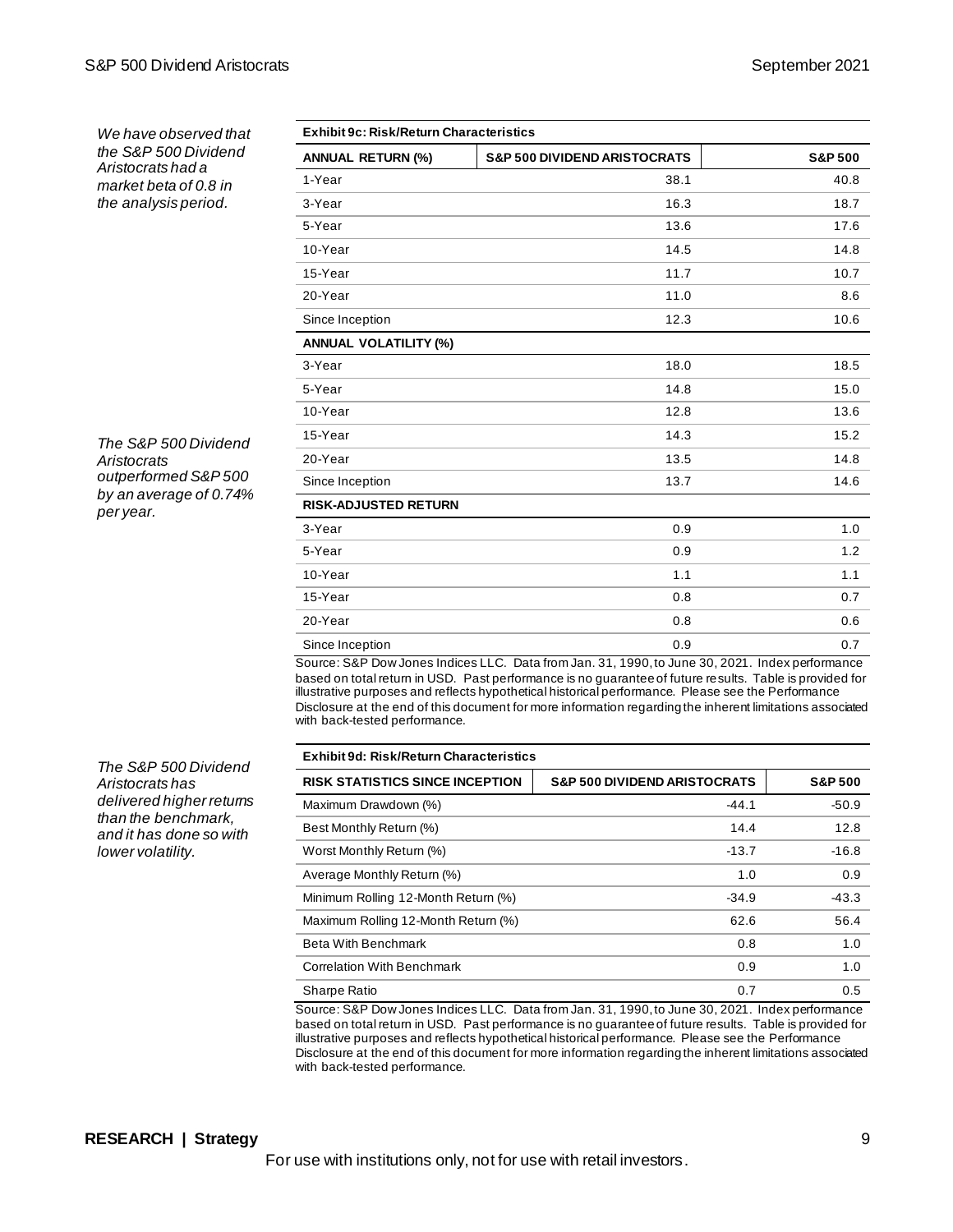*We have observed that the S&P 500 Dividend Aristocrats had a market beta of 0.8 in the analysis period.*

**Exhibit 9c: Risk/Return Characteristics**

| ANNUAL RETURN (%) | S&P 500 DIVIDEND ARISTOCRATS | S&P 500 |
|---|---|---|
| 1-Year | 38.1 | 40.8 |
| 3-Year | 16.3 | 18.7 |
| 5-Year | 13.6 | 17.6 |
| 10-Year | 14.5 | 14.8 |
| 15-Year | 11.7 | 10.7 |
| 20-Year | 11.0 | 8.6 |
| Since Inception | 12.3 | 10.6 |
| **ANNUAL VOLATILITY (%)** | | |
| 3-Year | 18.0 | 18.5 |
| 5-Year | 14.8 | 15.0 |
| 10-Year | 12.8 | 13.6 |
| 15-Year | 14.3 | 15.2 |
| 20-Year | 13.5 | 14.8 |
| Since Inception | 13.7 | 14.6 |
| **RISK-ADJUSTED RETURN** | | |
| 3-Year | 0.9 | 1.0 |
| 5-Year | 0.9 | 1.2 |
| 10-Year | 1.1 | 1.1 |
| 15-Year | 0.8 | 0.7 |
| 20-Year | 0.8 | 0.6 |
| Since Inception | 0.9 | 0.7 |

Source: S&P Dow Jones Indices LLC. Data from Jan. 31, 1990, to June 30, 2021. Index performance based on total return in USD. Past performance is no guarantee of future results. Table is provided for illustrative purposes and reflects hypothetical historical performance. Please see the Performance Disclosure at the end of this document for more information regarding the inherent limitations associated with back-tested performance.

*The S&P 500 Dividend Aristocrats outperformed S&P 500 by an average of 0.74% per year.*

*The S&P 500 Dividend Aristocrats has delivered higher returns than the benchmark, and it has done so with lower volatility.*

**Exhibit 9d: Risk/Return Characteristics**

| RISK STATISTICS SINCE INCEPTION | S&P 500 DIVIDEND ARISTOCRATS | S&P 500 |
|---|---|---|
| Maximum Drawdown (%) | -44.1 | -50.9 |
| Best Monthly Return (%) | 14.4 | 12.8 |
| Worst Monthly Return (%) | -13.7 | -16.8 |
| Average Monthly Return (%) | 1.0 | 0.9 |
| Minimum Rolling 12-Month Return (%) | -34.9 | -43.3 |
| Maximum Rolling 12-Month Return (%) | 62.6 | 56.4 |
| Beta With Benchmark | 0.8 | 1.0 |
| Correlation With Benchmark | 0.9 | 1.0 |
| Sharpe Ratio | 0.7 | 0.5 |

Source: S&P Dow Jones Indices LLC. Data from Jan. 31, 1990, to June 30, 2021. Index performance based on total return in USD. Past performance is no guarantee of future results. Table is provided for illustrative purposes and reflects hypothetical historical performance. Please see the Performance Disclosure at the end of this document for more information regarding the inherent limitations associated with back-tested performance.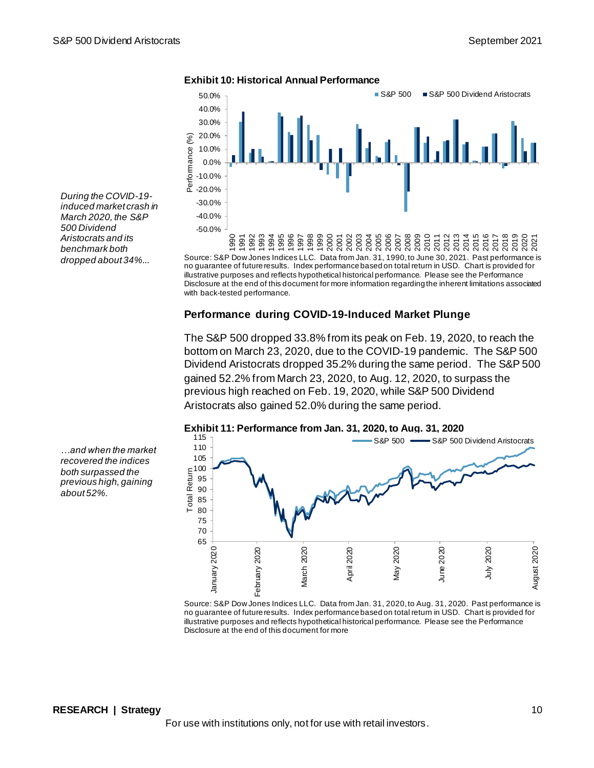During the COVID-19-induced market crash in March 2020, the S&P 500 Dividend Aristocrats and its benchmark both dropped about 34%...

**Exhibit 10: Historical Annual Performance**

Source: S&P Dow Jones Indices LLC. Data from Jan. 31, 1990, to June 30, 2021. Past performance is no guarantee of future results. Index performance based on total return in USD. Chart is provided for illustrative purposes and reflects hypothetical historical performance. Please see the Performance Disclosure at the end of this document for more information regarding the inherent limitations associated with back-tested performance.

### Performance during COVID-19-Induced Market Plunge

The S&P 500 dropped 33.8% from its peak on Feb. 19, 2020, to reach the bottom on March 23, 2020, due to the COVID-19 pandemic. The S&P 500 Dividend Aristocrats dropped 35.2% during the same period. The S&P 500 gained 52.2% from March 23, 2020, to Aug. 12, 2020, to surpass the previous high reached on Feb. 19, 2020, while S&P 500 Dividend Aristocrats also gained 52.0% during the same period.

...and when the market recovered the indices both surpassed the previous high, gaining about 52%.

**Exhibit 11: Performance from Jan. 31, 2020, to Aug. 31, 2020**

Source: S&P Dow Jones Indices LLC. Data from Jan. 31, 2020, to Aug. 31, 2020. Past performance is no guarantee of future results. Index performance based on total return in USD. Chart is provided for illustrative purposes and reflects hypothetical historical performance. Please see the Performance Disclosure at the end of this document for more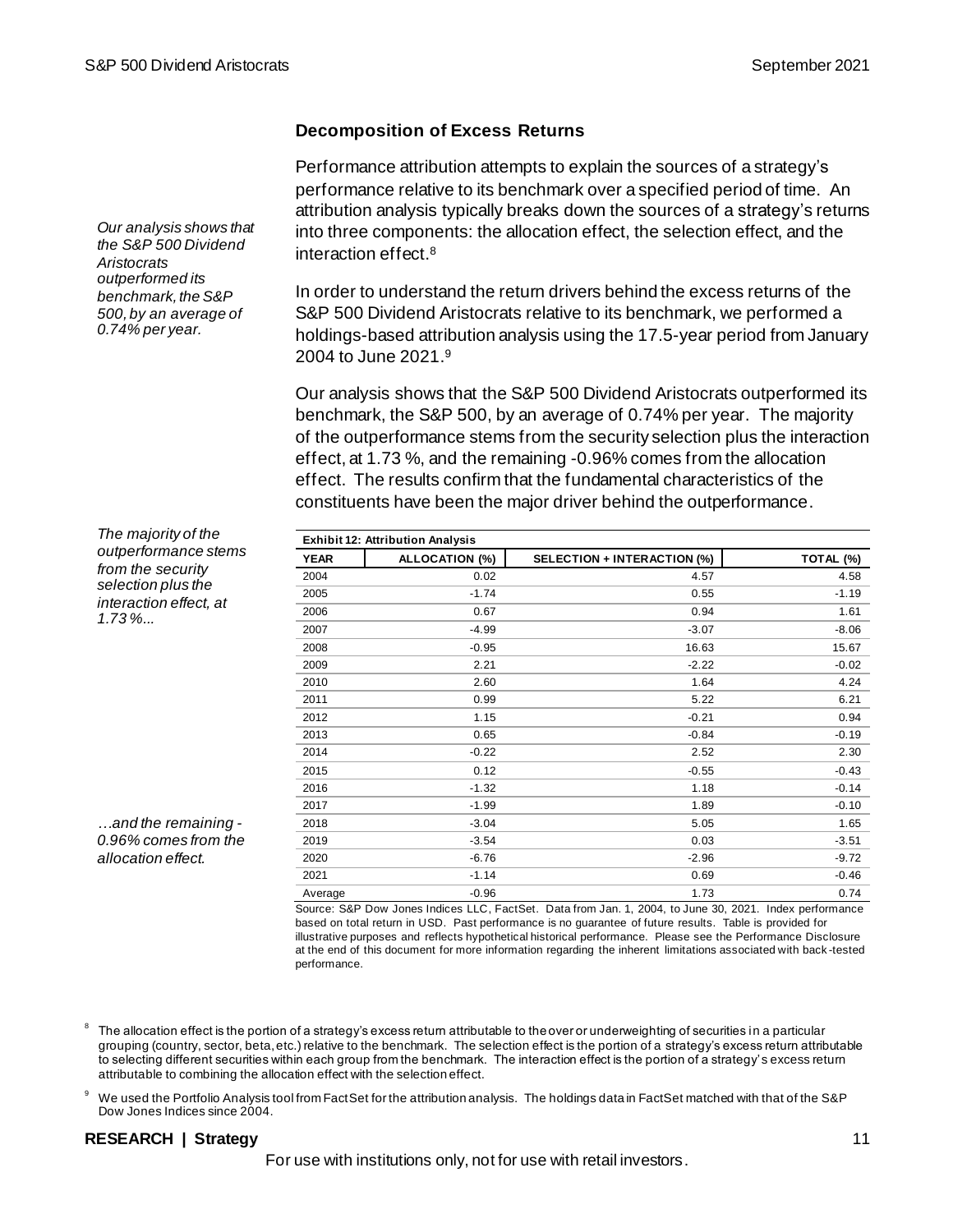## Decomposition of Excess Returns

*Our analysis shows that the S&P 500 Dividend Aristocrats outperformed its benchmark, the S&P 500, by an average of 0.74% per year.*

Performance attribution attempts to explain the sources of a strategy's performance relative to its benchmark over a specified period of time. An attribution analysis typically breaks down the sources of a strategy's returns into three components: the allocation effect, the selection effect, and the interaction effect.[8]

In order to understand the return drivers behind the excess returns of the S&P 500 Dividend Aristocrats relative to its benchmark, we performed a holdings-based attribution analysis using the 17.5-year period from January 2004 to June 2021.[9]

Our analysis shows that the S&P 500 Dividend Aristocrats outperformed its benchmark, the S&P 500, by an average of 0.74% per year. The majority of the outperformance stems from the security selection plus the interaction effect, at 1.73 %, and the remaining -0.96% comes from the allocation effect. The results confirm that the fundamental characteristics of the constituents have been the major driver behind the outperformance.

*The majority of the outperformance stems from the security selection plus the interaction effect, at 1.73 %...*

*…and the remaining -0.96% comes from the allocation effect.*

**Exhibit 12: Attribution Analysis**

| YEAR | ALLOCATION (%) | SELECTION + INTERACTION (%) | TOTAL (%) |
|---|---|---|---|
| 2004 | 0.02 | 4.57 | 4.58 |
| 2005 | -1.74 | 0.55 | -1.19 |
| 2006 | 0.67 | 0.94 | 1.61 |
| 2007 | -4.99 | -3.07 | -8.06 |
| 2008 | -0.95 | 16.63 | 15.67 |
| 2009 | 2.21 | -2.22 | -0.02 |
| 2010 | 2.60 | 1.64 | 4.24 |
| 2011 | 0.99 | 5.22 | 6.21 |
| 2012 | 1.15 | -0.21 | 0.94 |
| 2013 | 0.65 | -0.84 | -0.19 |
| 2014 | -0.22 | 2.52 | 2.30 |
| 2015 | 0.12 | -0.55 | -0.43 |
| 2016 | -1.32 | 1.18 | -0.14 |
| 2017 | -1.99 | 1.89 | -0.10 |
| 2018 | -3.04 | 5.05 | 1.65 |
| 2019 | -3.54 | 0.03 | -3.51 |
| 2020 | -6.76 | -2.96 | -9.72 |
| 2021 | -1.14 | 0.69 | -0.46 |
| Average | -0.96 | 1.73 | 0.74 |

Source: S&P Dow Jones Indices LLC, FactSet. Data from Jan. 1, 2004, to June 30, 2021. Index performance based on total return in USD. Past performance is no guarantee of future results. Table is provided for illustrative purposes and reflects hypothetical historical performance. Please see the Performance Disclosure at the end of this document for more information regarding the inherent limitations associated with back-tested performance.

[8] The allocation effect is the portion of a strategy's excess return attributable to the over or underweighting of securities in a particular grouping (country, sector, beta, etc.) relative to the benchmark. The selection effect is the portion of a strategy's excess return attributable to selecting different securities within each group from the benchmark. The interaction effect is the portion of a strategy's excess return attributable to combining the allocation effect with the selection effect.

[9] We used the Portfolio Analysis tool from FactSet for the attribution analysis. The holdings data in FactSet matched with that of the S&P Dow Jones Indices since 2004.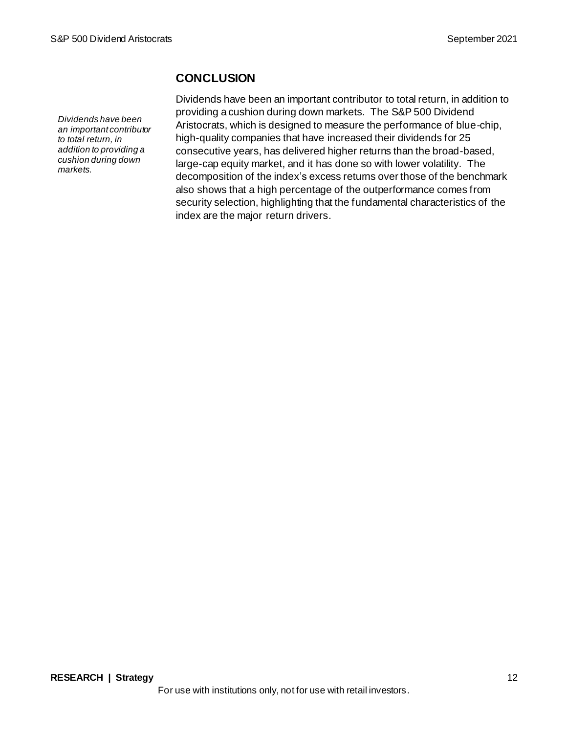## CONCLUSION

*Dividends have been an important contributor to total return, in addition to providing a cushion during down markets.*

Dividends have been an important contributor to total return, in addition to providing a cushion during down markets. The S&P 500 Dividend Aristocrats, which is designed to measure the performance of blue-chip, high-quality companies that have increased their dividends for 25 consecutive years, has delivered higher returns than the broad-based, large-cap equity market, and it has done so with lower volatility. The decomposition of the index's excess returns over those of the benchmark also shows that a high percentage of the outperformance comes from security selection, highlighting that the fundamental characteristics of the index are the major return drivers.

For use with institutions only, not for use with retail investors.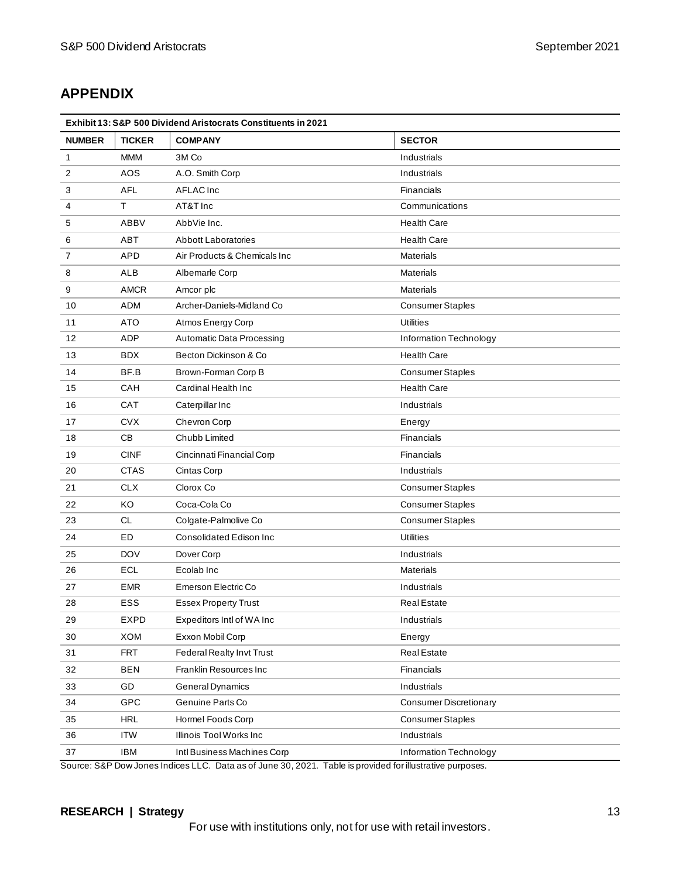## APPENDIX

**Exhibit 13: S&P 500 Dividend Aristocrats Constituents in 2021**

| NUMBER | TICKER | COMPANY | SECTOR |
|---|---|---|---|
| 1 | MMM | 3M Co | Industrials |
| 2 | AOS | A.O. Smith Corp | Industrials |
| 3 | AFL | AFLAC Inc | Financials |
| 4 | T | AT&T Inc | Communications |
| 5 | ABBV | AbbVie Inc. | Health Care |
| 6 | ABT | Abbott Laboratories | Health Care |
| 7 | APD | Air Products & Chemicals Inc | Materials |
| 8 | ALB | Albemarle Corp | Materials |
| 9 | AMCR | Amcor plc | Materials |
| 10 | ADM | Archer-Daniels-Midland Co | Consumer Staples |
| 11 | ATO | Atmos Energy Corp | Utilities |
| 12 | ADP | Automatic Data Processing | Information Technology |
| 13 | BDX | Becton Dickinson & Co | Health Care |
| 14 | BF.B | Brown-Forman Corp B | Consumer Staples |
| 15 | CAH | Cardinal Health Inc | Health Care |
| 16 | CAT | Caterpillar Inc | Industrials |
| 17 | CVX | Chevron Corp | Energy |
| 18 | CB | Chubb Limited | Financials |
| 19 | CINF | Cincinnati Financial Corp | Financials |
| 20 | CTAS | Cintas Corp | Industrials |
| 21 | CLX | Clorox Co | Consumer Staples |
| 22 | KO | Coca-Cola Co | Consumer Staples |
| 23 | CL | Colgate-Palmolive Co | Consumer Staples |
| 24 | ED | Consolidated Edison Inc | Utilities |
| 25 | DOV | Dover Corp | Industrials |
| 26 | ECL | Ecolab Inc | Materials |
| 27 | EMR | Emerson Electric Co | Industrials |
| 28 | ESS | Essex Property Trust | Real Estate |
| 29 | EXPD | Expeditors Intl of WA Inc | Industrials |
| 30 | XOM | Exxon Mobil Corp | Energy |
| 31 | FRT | Federal Realty Invt Trust | Real Estate |
| 32 | BEN | Franklin Resources Inc | Financials |
| 33 | GD | General Dynamics | Industrials |
| 34 | GPC | Genuine Parts Co | Consumer Discretionary |
| 35 | HRL | Hormel Foods Corp | Consumer Staples |
| 36 | ITW | Illinois Tool Works Inc | Industrials |
| 37 | IBM | Intl Business Machines Corp | Information Technology |

Source: S&P Dow Jones Indices LLC. Data as of June 30, 2021. Table is provided for illustrative purposes.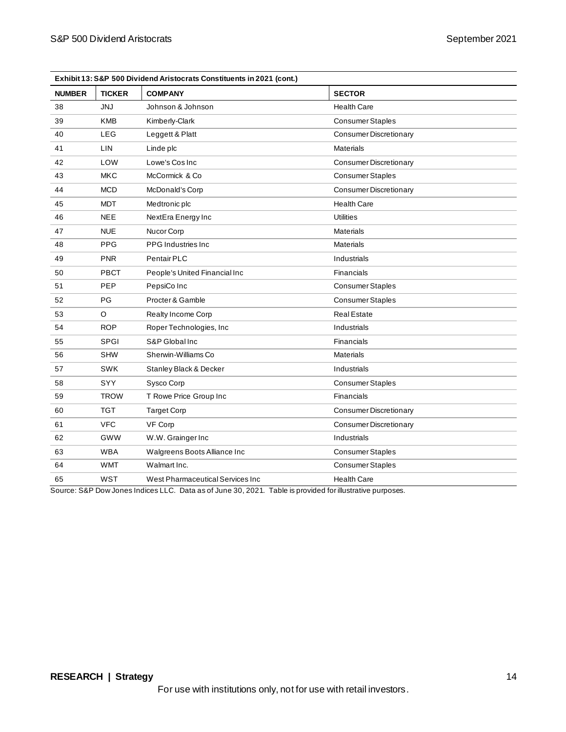**Exhibit 13: S&P 500 Dividend Aristocrats Constituents in 2021 (cont.)**

| NUMBER | TICKER | COMPANY | SECTOR |
|---|---|---|---|
| 38 | JNJ | Johnson & Johnson | Health Care |
| 39 | KMB | Kimberly-Clark | Consumer Staples |
| 40 | LEG | Leggett & Platt | Consumer Discretionary |
| 41 | LIN | Linde plc | Materials |
| 42 | LOW | Lowe's Cos Inc | Consumer Discretionary |
| 43 | MKC | McCormick & Co | Consumer Staples |
| 44 | MCD | McDonald's Corp | Consumer Discretionary |
| 45 | MDT | Medtronic plc | Health Care |
| 46 | NEE | NextEra Energy Inc | Utilities |
| 47 | NUE | Nucor Corp | Materials |
| 48 | PPG | PPG Industries Inc | Materials |
| 49 | PNR | Pentair PLC | Industrials |
| 50 | PBCT | People's United Financial Inc | Financials |
| 51 | PEP | PepsiCo Inc | Consumer Staples |
| 52 | PG | Procter & Gamble | Consumer Staples |
| 53 | O | Realty Income Corp | Real Estate |
| 54 | ROP | Roper Technologies, Inc | Industrials |
| 55 | SPGI | S&P Global Inc | Financials |
| 56 | SHW | Sherwin-Williams Co | Materials |
| 57 | SWK | Stanley Black & Decker | Industrials |
| 58 | SYY | Sysco Corp | Consumer Staples |
| 59 | TROW | T Rowe Price Group Inc | Financials |
| 60 | TGT | Target Corp | Consumer Discretionary |
| 61 | VFC | VF Corp | Consumer Discretionary |
| 62 | GWW | W.W. Grainger Inc | Industrials |
| 63 | WBA | Walgreens Boots Alliance Inc | Consumer Staples |
| 64 | WMT | Walmart Inc. | Consumer Staples |
| 65 | WST | West Pharmaceutical Services Inc | Health Care |

Source: S&P Dow Jones Indices LLC. Data as of June 30, 2021. Table is provided for illustrative purposes.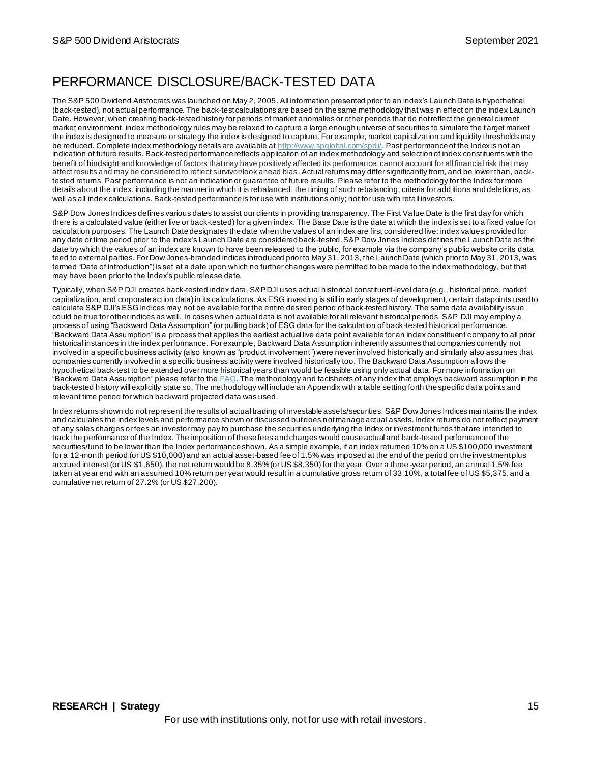# PERFORMANCE DISCLOSURE/BACK-TESTED DATA

The S&P 500 Dividend Aristocrats was launched on May 2, 2005. All information presented prior to an index's Launch Date is hypothetical (back-tested), not actual performance. The back-test calculations are based on the same methodology that was in effect on the index Launch Date. However, when creating back-tested history for periods of market anomalies or other periods that do not reflect the general current market environment, index methodology rules may be relaxed to capture a large enough universe of securities to simulate the target market the index is designed to measure or strategy the index is designed to capture. For example, market capitalization and liquidity thresholds may be reduced. Complete index methodology details are available at [http://www.spglobal.com/spdji/](http://www.spglobal.com/spdji/). Past performance of the Index is not an indication of future results. Back-tested performance reflects application of an index methodology and selection of index constituents with the benefit of hindsight and knowledge of factors that may have positively affected its performance, cannot account for all financial risk that may affect results and may be considered to reflect survivor/look ahead bias. Actual returns may differ significantly from, and be lower than, back-tested returns. Past performance is not an indication or guarantee of future results. Please refer to the methodology for the Index for more details about the index, including the manner in which it is rebalanced, the timing of such rebalancing, criteria for additions and deletions, as well as all index calculations. Back-tested performance is for use with institutions only; not for use with retail investors.

S&P Dow Jones Indices defines various dates to assist our clients in providing transparency. The First Value Date is the first day for which there is a calculated value (either live or back-tested) for a given index. The Base Date is the date at which the index is set to a fixed value for calculation purposes. The Launch Date designates the date when the values of an index are first considered live: index values provided for any date or time period prior to the index's Launch Date are considered back-tested. S&P Dow Jones Indices defines the Launch Date as the date by which the values of an index are known to have been released to the public, for example via the company's public website or its data feed to external parties. For Dow Jones-branded indices introduced prior to May 31, 2013, the Launch Date (which prior to May 31, 2013, was termed "Date of introduction") is set at a date upon which no further changes were permitted to be made to the index methodology, but that may have been prior to the Index's public release date.

Typically, when S&P DJI creates back-tested index data, S&P DJI uses actual historical constituent-level data (e.g., historical price, market capitalization, and corporate action data) in its calculations. As ESG investing is still in early stages of development, certain datapoints used to calculate S&P DJI's ESG indices may not be available for the entire desired period of back-tested history. The same data availability issue could be true for other indices as well. In cases when actual data is not available for all relevant historical periods, S&P DJI may employ a process of using "Backward Data Assumption" (or pulling back) of ESG data for the calculation of back-tested historical performance. "Backward Data Assumption" is a process that applies the earliest actual live data point available for an index constituent company to all prior historical instances in the index performance. For example, Backward Data Assumption inherently assumes that companies currently not involved in a specific business activity (also known as "product involvement") were never involved historically and similarly also assumes that companies currently involved in a specific business activity were involved historically too. The Backward Data Assumption allows the hypothetical back-test to be extended over more historical years than would be feasible using only actual data. For more information on "Backward Data Assumption" please refer to the FAQ. The methodology and factsheets of any index that employs backward assumption in the back-tested history will explicitly state so. The methodology will include an Appendix with a table setting forth the specific data points and relevant time period for which backward projected data was used.

Index returns shown do not represent the results of actual trading of investable assets/securities. S&P Dow Jones Indices maintains the index and calculates the index levels and performance shown or discussed but does not manage actual assets. Index returns do not reflect payment of any sales charges or fees an investor may pay to purchase the securities underlying the Index or investment funds that are intended to track the performance of the Index. The imposition of these fees and charges would cause actual and back-tested performance of the securities/fund to be lower than the Index performance shown. As a simple example, if an index returned 10% on a US $100,000 investment for a 12-month period (or US $10,000) and an actual asset-based fee of 1.5% was imposed at the end of the period on the investment plus accrued interest (or US $1,650), the net return would be 8.35% (or US $8,350) for the year. Over a three-year period, an annual 1.5% fee taken at year end with an assumed 10% return per year would result in a cumulative gross return of 33.10%, a total fee of US $5,375, and a cumulative net return of 27.2% (or US $27,200).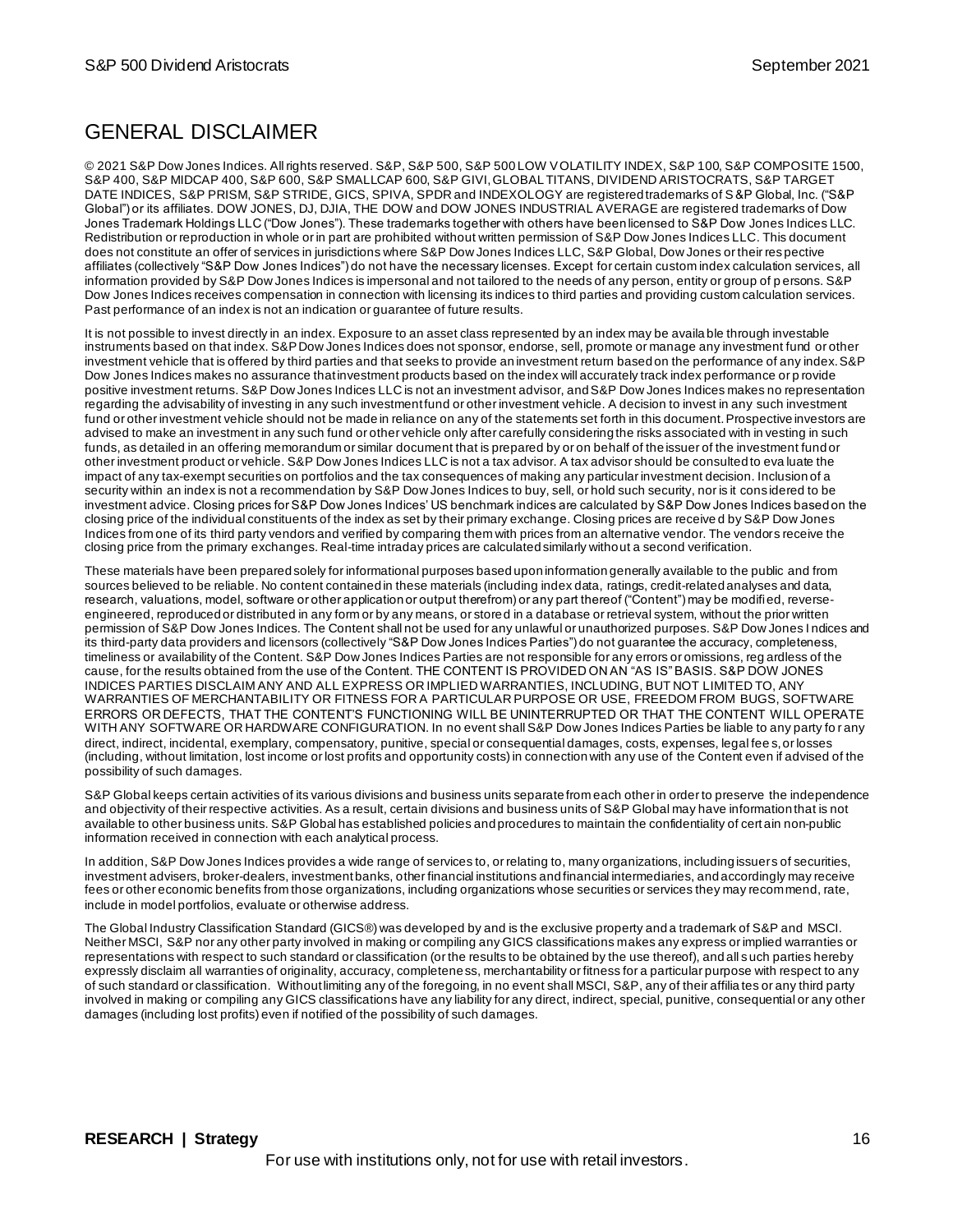# GENERAL DISCLAIMER

© 2021 S&P Dow Jones Indices. All rights reserved. S&P, S&P 500, S&P 500 LOW VOLATILITY INDEX, S&P 100, S&P COMPOSITE 1500, S&P 400, S&P MIDCAP 400, S&P 600, S&P SMALLCAP 600, S&P GIVI, GLOBAL TITANS, DIVIDEND ARISTOCRATS, S&P TARGET DATE INDICES, S&P PRISM, S&P STRIDE, GICS, SPIVA, SPDR and INDEXOLOGY are registered trademarks of S&P Global, Inc. ("S&P Global") or its affiliates. DOW JONES, DJ, DJIA, THE DOW and DOW JONES INDUSTRIAL AVERAGE are registered trademarks of Dow Jones Trademark Holdings LLC ("Dow Jones"). These trademarks together with others have been licensed to S&P Dow Jones Indices LLC. Redistribution or reproduction in whole or in part are prohibited without written permission of S&P Dow Jones Indices LLC. This document does not constitute an offer of services in jurisdictions where S&P Dow Jones Indices LLC, S&P Global, Dow Jones or their respective affiliates (collectively "S&P Dow Jones Indices") do not have the necessary licenses. Except for certain custom index calculation services, all information provided by S&P Dow Jones Indices is impersonal and not tailored to the needs of any person, entity or group of persons. S&P Dow Jones Indices receives compensation in connection with licensing its indices to third parties and providing custom calculation services. Past performance of an index is not an indication or guarantee of future results.

It is not possible to invest directly in an index. Exposure to an asset class represented by an index may be available through investable instruments based on that index. S&P Dow Jones Indices does not sponsor, endorse, sell, promote or manage any investment fund or other investment vehicle that is offered by third parties and that seeks to provide an investment return based on the performance of any index. S&P Dow Jones Indices makes no assurance that investment products based on the index will accurately track index performance or provide positive investment returns. S&P Dow Jones Indices LLC is not an investment advisor, and S&P Dow Jones Indices makes no representation regarding the advisability of investing in any such investment fund or other investment vehicle. A decision to invest in any such investment fund or other investment vehicle should not be made in reliance on any of the statements set forth in this document. Prospective investors are advised to make an investment in any such fund or other vehicle only after carefully considering the risks associated with investing in such funds, as detailed in an offering memorandum or similar document that is prepared by or on behalf of the issuer of the investment fund or other investment product or vehicle. S&P Dow Jones Indices LLC is not a tax advisor. A tax advisor should be consulted to evaluate the impact of any tax-exempt securities on portfolios and the tax consequences of making any particular investment decision. Inclusion of a security within an index is not a recommendation by S&P Dow Jones Indices to buy, sell, or hold such security, nor is it considered to be investment advice. Closing prices for S&P Dow Jones Indices' US benchmark indices are calculated by S&P Dow Jones Indices based on the closing price of the individual constituents of the index as set by their primary exchange. Closing prices are received by S&P Dow Jones Indices from one of its third party vendors and verified by comparing them with prices from an alternative vendor. The vendors receive the closing price from the primary exchanges. Real-time intraday prices are calculated similarly without a second verification.

These materials have been prepared solely for informational purposes based upon information generally available to the public and from sources believed to be reliable. No content contained in these materials (including index data, ratings, credit-related analyses and data, research, valuations, model, software or other application or output therefrom) or any part thereof ("Content") may be modified, reverse-engineered, reproduced or distributed in any form or by any means, or stored in a database or retrieval system, without the prior written permission of S&P Dow Jones Indices. The Content shall not be used for any unlawful or unauthorized purposes. S&P Dow Jones Indices and its third-party data providers and licensors (collectively "S&P Dow Jones Indices Parties") do not guarantee the accuracy, completeness, timeliness or availability of the Content. S&P Dow Jones Indices Parties are not responsible for any errors or omissions, regardless of the cause, for the results obtained from the use of the Content. THE CONTENT IS PROVIDED ON AN "AS IS" BASIS. S&P DOW JONES INDICES PARTIES DISCLAIM ANY AND ALL EXPRESS OR IMPLIED WARRANTIES, INCLUDING, BUT NOT LIMITED TO, ANY WARRANTIES OF MERCHANTABILITY OR FITNESS FOR A PARTICULAR PURPOSE OR USE, FREEDOM FROM BUGS, SOFTWARE ERRORS OR DEFECTS, THAT THE CONTENT'S FUNCTIONING WILL BE UNINTERRUPTED OR THAT THE CONTENT WILL OPERATE WITH ANY SOFTWARE OR HARDWARE CONFIGURATION. In no event shall S&P Dow Jones Indices Parties be liable to any party for any direct, indirect, incidental, exemplary, compensatory, punitive, special or consequential damages, costs, expenses, legal fees, or losses (including, without limitation, lost income or lost profits and opportunity costs) in connection with any use of the Content even if advised of the possibility of such damages.

S&P Global keeps certain activities of its various divisions and business units separate from each other in order to preserve the independence and objectivity of their respective activities. As a result, certain divisions and business units of S&P Global may have information that is not available to other business units. S&P Global has established policies and procedures to maintain the confidentiality of certain non-public information received in connection with each analytical process.

In addition, S&P Dow Jones Indices provides a wide range of services to, or relating to, many organizations, including issuers of securities, investment advisers, broker-dealers, investment banks, other financial institutions and financial intermediaries, and accordingly may receive fees or other economic benefits from those organizations, including organizations whose securities or services they may recommend, rate, include in model portfolios, evaluate or otherwise address.

The Global Industry Classification Standard (GICS®) was developed by and is the exclusive property and a trademark of S&P and MSCI. Neither MSCI, S&P nor any other party involved in making or compiling any GICS classifications makes any express or implied warranties or representations with respect to such standard or classification (or the results to be obtained by the use thereof), and all such parties hereby expressly disclaim all warranties of originality, accuracy, completeness, merchantability or fitness for a particular purpose with respect to any of such standard or classification. Without limiting any of the foregoing, in no event shall MSCI, S&P, any of their affiliates or any third party involved in making or compiling any GICS classifications have any liability for any direct, indirect, special, punitive, consequential or any other damages (including lost profits) even if notified of the possibility of such damages.